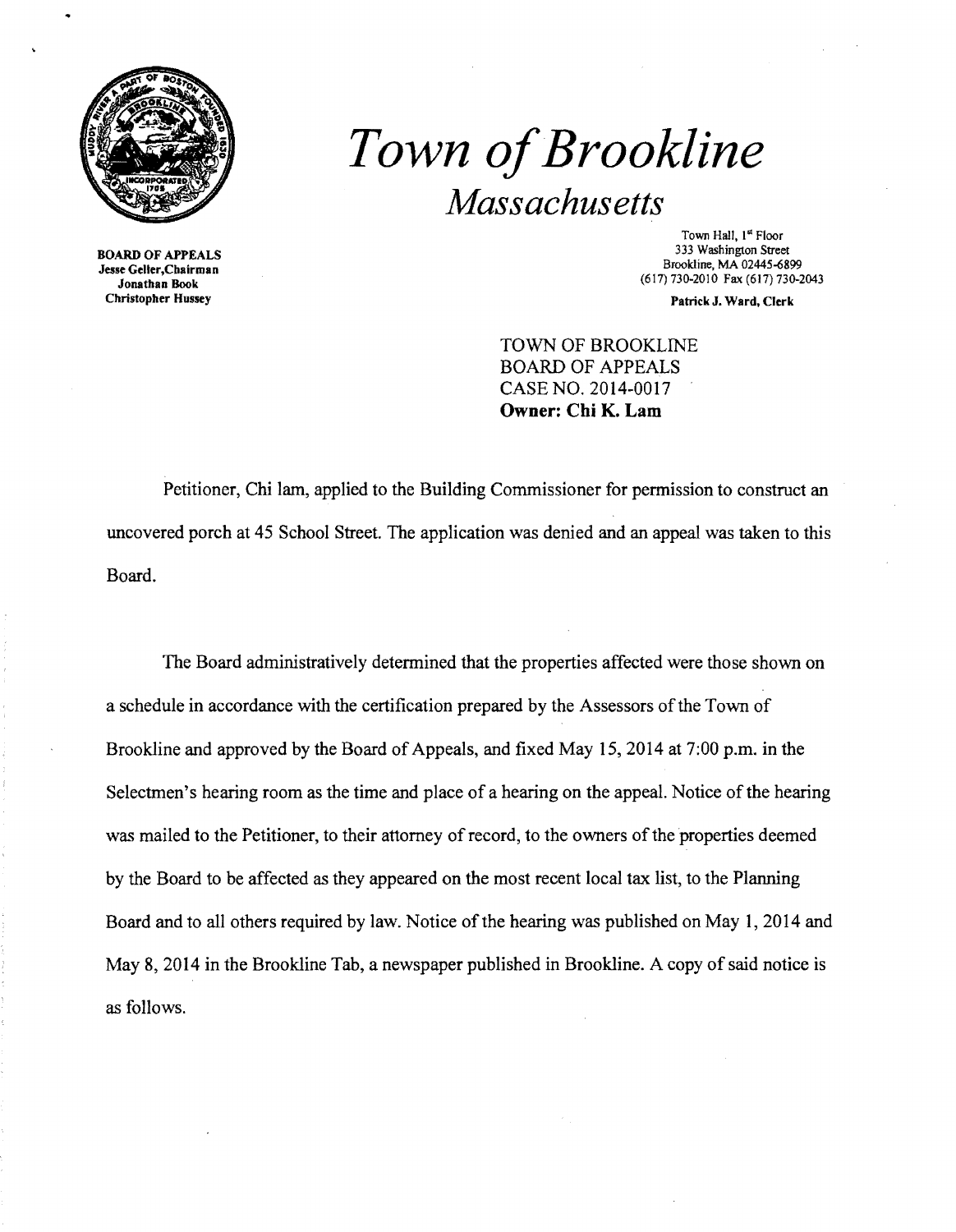# *Town of Brookline*

## *Massachusetts*

**BOARD OF APPEALS**
**Jesse Geller, Chairman**
**Jonathan Book**
**Christopher Hussey**

Town Hall, 1st Floor
333 Washington Street
Brookline, MA 02445-6899
(617) 730-2010 Fax (617) 730-2043

**Patrick J. Ward, Clerk**

TOWN OF BROOKLINE
BOARD OF APPEALS
CASE NO. 2014-0017
**Owner: Chi K. Lam**

Petitioner, Chi lam, applied to the Building Commissioner for permission to construct an uncovered porch at 45 School Street. The application was denied and an appeal was taken to this Board.

The Board administratively determined that the properties affected were those shown on a schedule in accordance with the certification prepared by the Assessors of the Town of Brookline and approved by the Board of Appeals, and fixed May 15, 2014 at 7:00 p.m. in the Selectmen's hearing room as the time and place of a hearing on the appeal. Notice of the hearing was mailed to the Petitioner, to their attorney of record, to the owners of the properties deemed by the Board to be affected as they appeared on the most recent local tax list, to the Planning Board and to all others required by law. Notice of the hearing was published on May 1, 2014 and May 8, 2014 in the Brookline Tab, a newspaper published in Brookline. A copy of said notice is as follows.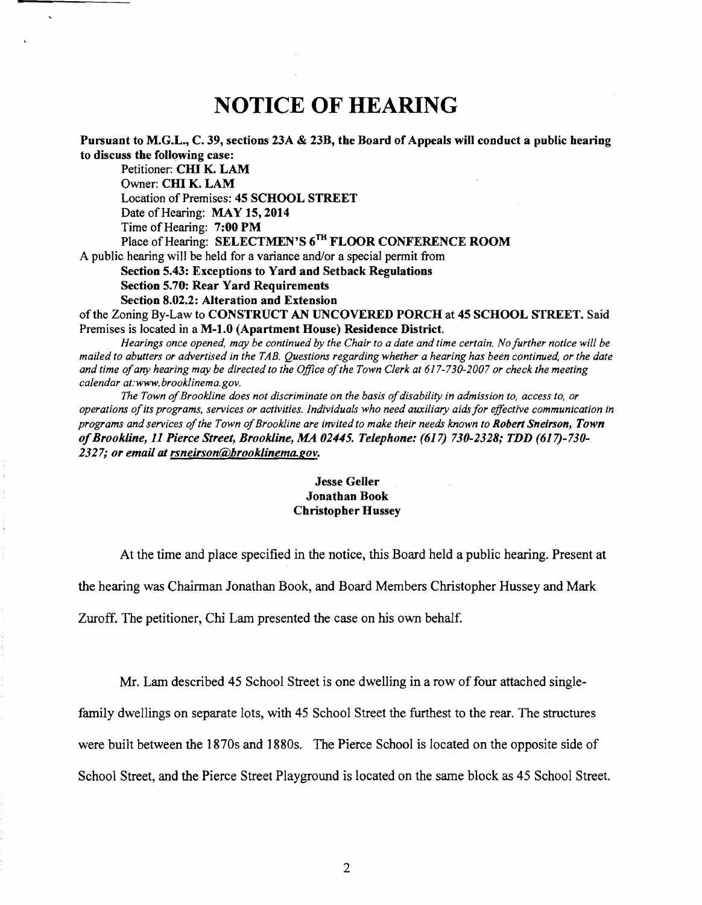# NOTICE OF HEARING

**Pursuant to M.G.L., C. 39, sections 23A & 23B, the Board of Appeals will conduct a public hearing to discuss the following case:**

Petitioner: **CHI K. LAM**
Owner: **CHI K. LAM**
Location of Premises: **45 SCHOOL STREET**
Date of Hearing: **MAY 15, 2014**
Time of Hearing: **7:00 PM**
Place of Hearing: **SELECTMEN'S 6TH FLOOR CONFERENCE ROOM**

A public hearing will be held for a variance and/or a special permit from

**Section 5.43: Exceptions to Yard and Setback Regulations**
**Section 5.70: Rear Yard Requirements**
**Section 8.02.2: Alteration and Extension**

of the Zoning By-Law to **CONSTRUCT AN UNCOVERED PORCH** at **45 SCHOOL STREET.** Said Premises is located in a **M-1.0 (Apartment House) Residence District.**

*Hearings once opened, may be continued by the Chair to a date and time certain. No further notice will be mailed to abutters or advertised in the TAB. Questions regarding whether a hearing has been continued, or the date and time of any hearing may be directed to the Office of the Town Clerk at 617-730-2007 or check the meeting calendar at:www.brooklinema.gov.*

*The Town of Brookline does not discriminate on the basis of disability in admission to, access to, or operations of its programs, services or activities. Individuals who need auxiliary aids for effective communication in programs and services of the Town of Brookline are invited to make their needs known to **Robert Sneirson, Town of Brookline, 11 Pierce Street, Brookline, MA 02445. Telephone: (617) 730-2328; TDD (617)-730-2327; or email at rsneirson@brooklinema.gov.***

**Jesse Geller**
**Jonathan Book**
**Christopher Hussey**

At the time and place specified in the notice, this Board held a public hearing. Present at the hearing was Chairman Jonathan Book, and Board Members Christopher Hussey and Mark Zuroff. The petitioner, Chi Lam presented the case on his own behalf.

Mr. Lam described 45 School Street is one dwelling in a row of four attached single-family dwellings on separate lots, with 45 School Street the furthest to the rear. The structures were built between the 1870s and 1880s. The Pierce School is located on the opposite side of School Street, and the Pierce Street Playground is located on the same block as 45 School Street.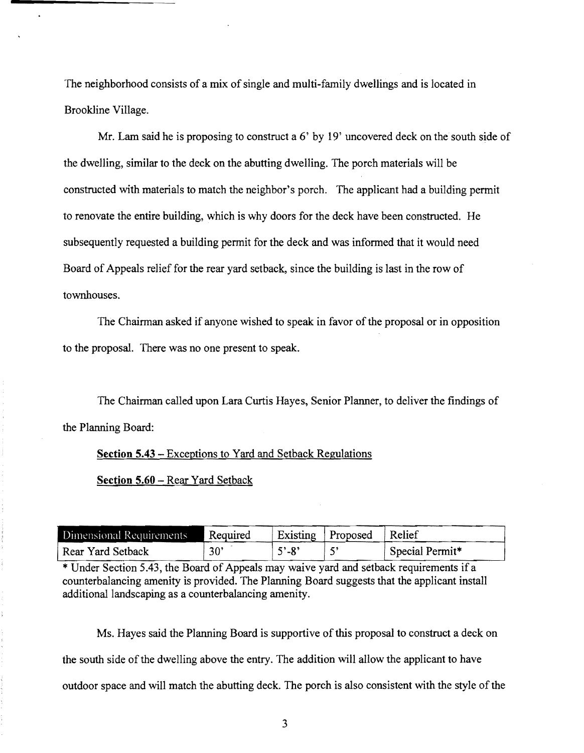The neighborhood consists of a mix of single and multi-family dwellings and is located in Brookline Village.

Mr. Lam said he is proposing to construct a 6' by 19' uncovered deck on the south side of the dwelling, similar to the deck on the abutting dwelling. The porch materials will be constructed with materials to match the neighbor's porch. The applicant had a building permit to renovate the entire building, which is why doors for the deck have been constructed. He subsequently requested a building permit for the deck and was informed that it would need Board of Appeals relief for the rear yard setback, since the building is last in the row of townhouses.

The Chairman asked if anyone wished to speak in favor of the proposal or in opposition to the proposal. There was no one present to speak.

The Chairman called upon Lara Curtis Hayes, Senior Planner, to deliver the findings of the Planning Board:

<u>**Section 5.43** – Exceptions to Yard and Setback Regulations</u>

<u>**Section 5.60** – Rear Yard Setback</u>

| Dimensional Requirements | Required | Existing | Proposed | Relief |
|---|---|---|---|---|
| Rear Yard Setback | 30' | 5'-8' | 5' | Special Permit* |

* Under Section 5.43, the Board of Appeals may waive yard and setback requirements if a counterbalancing amenity is provided. The Planning Board suggests that the applicant install additional landscaping as a counterbalancing amenity.

Ms. Hayes said the Planning Board is supportive of this proposal to construct a deck on the south side of the dwelling above the entry. The addition will allow the applicant to have outdoor space and will match the abutting deck. The porch is also consistent with the style of the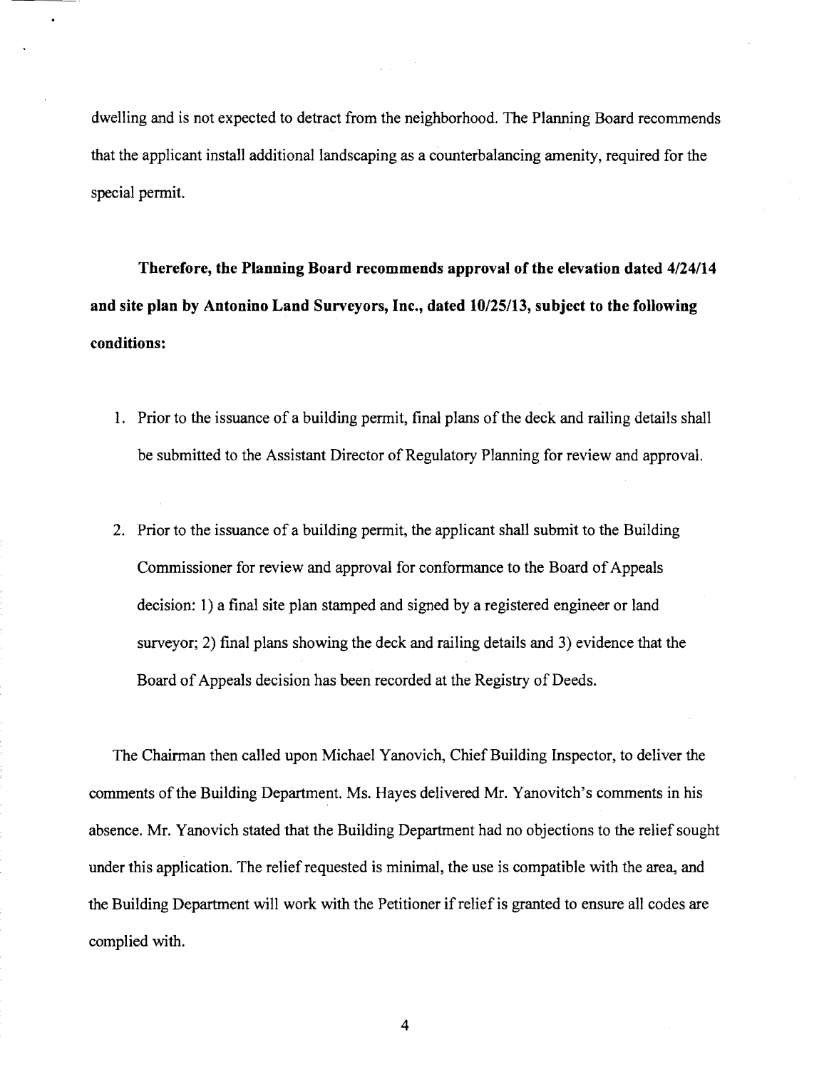dwelling and is not expected to detract from the neighborhood. The Planning Board recommends that the applicant install additional landscaping as a counterbalancing amenity, required for the special permit.

**Therefore, the Planning Board recommends approval of the elevation dated 4/24/14 and site plan by Antonino Land Surveyors, Inc., dated 10/25/13, subject to the following conditions:**

1. Prior to the issuance of a building permit, final plans of the deck and railing details shall be submitted to the Assistant Director of Regulatory Planning for review and approval.

2. Prior to the issuance of a building permit, the applicant shall submit to the Building Commissioner for review and approval for conformance to the Board of Appeals decision: 1) a final site plan stamped and signed by a registered engineer or land surveyor; 2) final plans showing the deck and railing details and 3) evidence that the Board of Appeals decision has been recorded at the Registry of Deeds.

The Chairman then called upon Michael Yanovich, Chief Building Inspector, to deliver the comments of the Building Department. Ms. Hayes delivered Mr. Yanovitch's comments in his absence. Mr. Yanovich stated that the Building Department had no objections to the relief sought under this application. The relief requested is minimal, the use is compatible with the area, and the Building Department will work with the Petitioner if relief is granted to ensure all codes are complied with.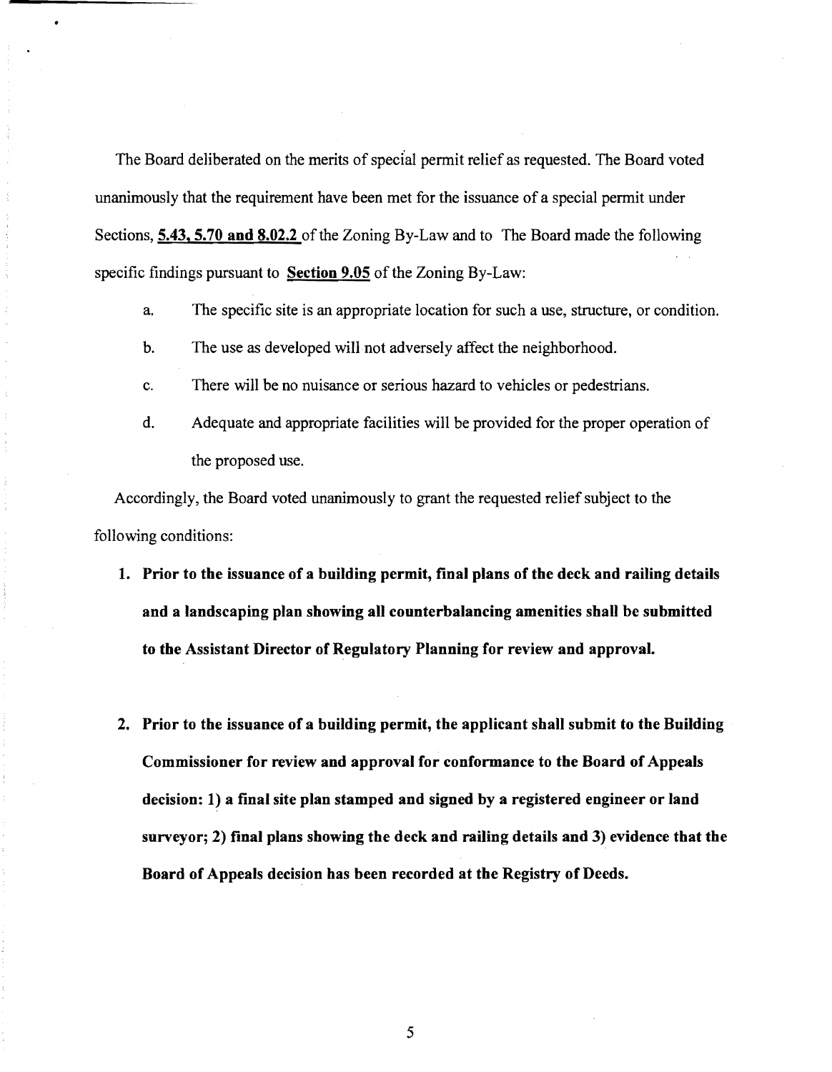The Board deliberated on the merits of special permit relief as requested. The Board voted unanimously that the requirement have been met for the issuance of a special permit under Sections, **5.43, 5.70 and 8.02.2** of the Zoning By-Law and to The Board made the following specific findings pursuant to **Section 9.05** of the Zoning By-Law:

a. The specific site is an appropriate location for such a use, structure, or condition.

b. The use as developed will not adversely affect the neighborhood.

c. There will be no nuisance or serious hazard to vehicles or pedestrians.

d. Adequate and appropriate facilities will be provided for the proper operation of the proposed use.

Accordingly, the Board voted unanimously to grant the requested relief subject to the following conditions:

1. **Prior to the issuance of a building permit, final plans of the deck and railing details and a landscaping plan showing all counterbalancing amenities shall be submitted to the Assistant Director of Regulatory Planning for review and approval.**

2. **Prior to the issuance of a building permit, the applicant shall submit to the Building Commissioner for review and approval for conformance to the Board of Appeals decision: 1) a final site plan stamped and signed by a registered engineer or land surveyor; 2) final plans showing the deck and railing details and 3) evidence that the Board of Appeals decision has been recorded at the Registry of Deeds.**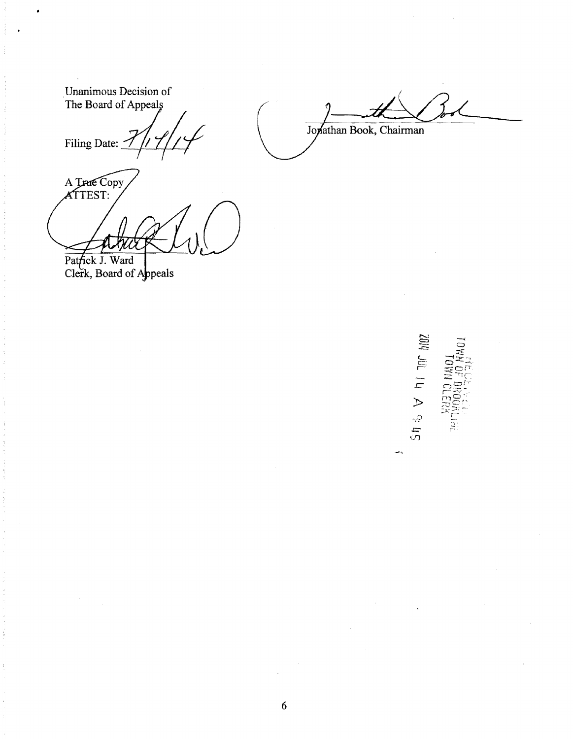Unanimous Decision of
The Board of Appeals

Filing Date: 7/14/14

Jonathan Book, Chairman

A True Copy
ATTEST:

Patrick J. Ward
Clerk, Board of Appeals

RECEIVED
TOWN OF BROOKLINE
TOWN CLERK

2014 JUL 14 A 9:45